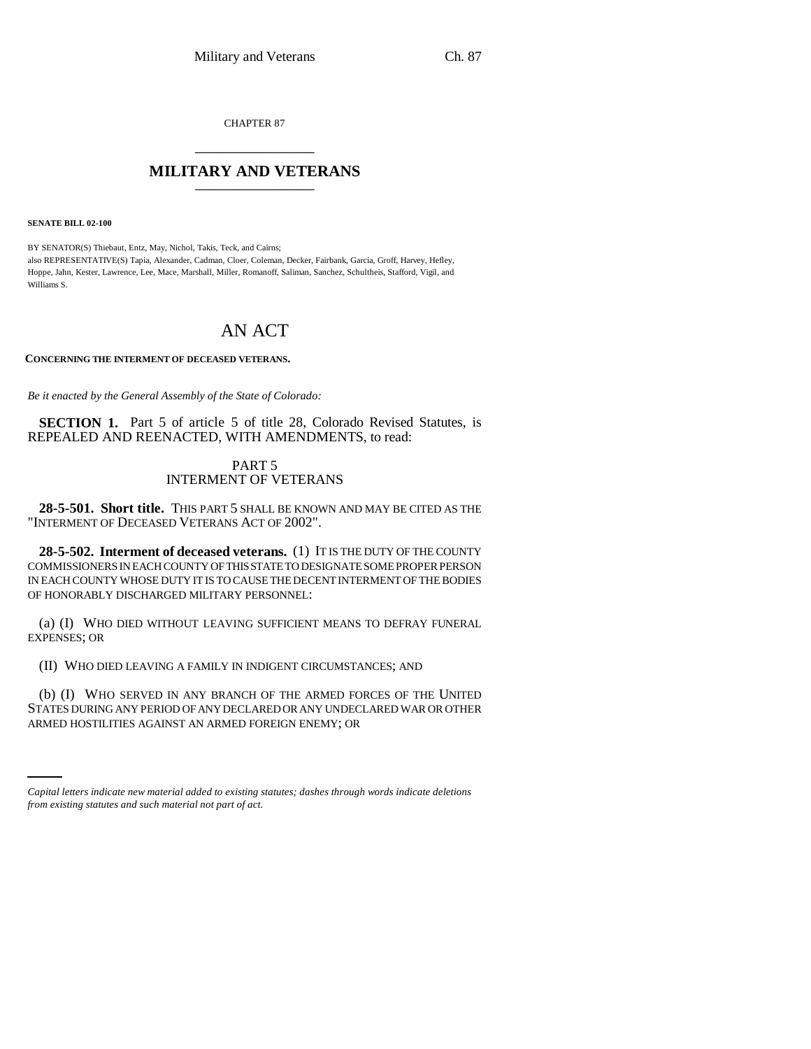CHAPTER 87

# MILITARY AND VETERANS

**SENATE BILL 02-100**

BY SENATOR(S) Thiebaut, Entz, May, Nichol, Takis, Teck, and Cairns;
also REPRESENTATIVE(S) Tapia, Alexander, Cadman, Cloer, Coleman, Decker, Fairbank, Garcia, Groff, Harvey, Hefley, Hoppe, Jahn, Kester, Lawrence, Lee, Mace, Marshall, Miller, Romanoff, Saliman, Sanchez, Schultheis, Stafford, Vigil, and Williams S.

# AN ACT

**CONCERNING THE INTERMENT OF DECEASED VETERANS.**

*Be it enacted by the General Assembly of the State of Colorado:*

**SECTION 1.** Part 5 of article 5 of title 28, Colorado Revised Statutes, is REPEALED AND REENACTED, WITH AMENDMENTS, to read:

PART 5
INTERMENT OF VETERANS

**28-5-501. Short title.** THIS PART 5 SHALL BE KNOWN AND MAY BE CITED AS THE "INTERMENT OF DECEASED VETERANS ACT OF 2002".

**28-5-502. Interment of deceased veterans.** (1) IT IS THE DUTY OF THE COUNTY COMMISSIONERS IN EACH COUNTY OF THIS STATE TO DESIGNATE SOME PROPER PERSON IN EACH COUNTY WHOSE DUTY IT IS TO CAUSE THE DECENT INTERMENT OF THE BODIES OF HONORABLY DISCHARGED MILITARY PERSONNEL:

(a) (I) WHO DIED WITHOUT LEAVING SUFFICIENT MEANS TO DEFRAY FUNERAL EXPENSES; OR

(II) WHO DIED LEAVING A FAMILY IN INDIGENT CIRCUMSTANCES; AND

(b) (I) WHO SERVED IN ANY BRANCH OF THE ARMED FORCES OF THE UNITED STATES DURING ANY PERIOD OF ANY DECLARED OR ANY UNDECLARED WAR OR OTHER ARMED HOSTILITIES AGAINST AN ARMED FOREIGN ENEMY; OR

*Capital letters indicate new material added to existing statutes; dashes through words indicate deletions from existing statutes and such material not part of act.*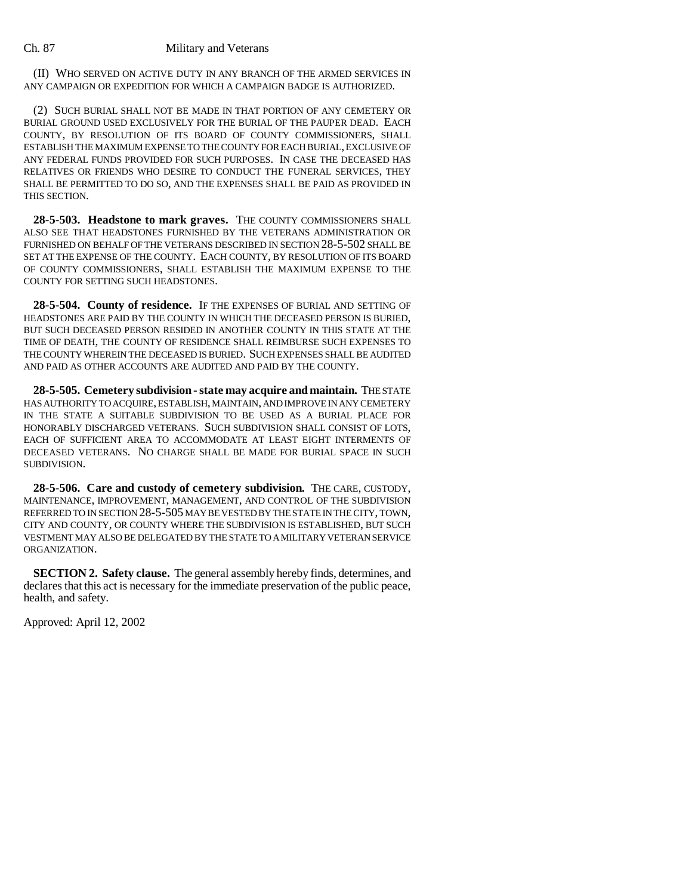(II) WHO SERVED ON ACTIVE DUTY IN ANY BRANCH OF THE ARMED SERVICES IN ANY CAMPAIGN OR EXPEDITION FOR WHICH A CAMPAIGN BADGE IS AUTHORIZED.

(2) SUCH BURIAL SHALL NOT BE MADE IN THAT PORTION OF ANY CEMETERY OR BURIAL GROUND USED EXCLUSIVELY FOR THE BURIAL OF THE PAUPER DEAD. EACH COUNTY, BY RESOLUTION OF ITS BOARD OF COUNTY COMMISSIONERS, SHALL ESTABLISH THE MAXIMUM EXPENSE TO THE COUNTY FOR EACH BURIAL, EXCLUSIVE OF ANY FEDERAL FUNDS PROVIDED FOR SUCH PURPOSES. IN CASE THE DECEASED HAS RELATIVES OR FRIENDS WHO DESIRE TO CONDUCT THE FUNERAL SERVICES, THEY SHALL BE PERMITTED TO DO SO, AND THE EXPENSES SHALL BE PAID AS PROVIDED IN THIS SECTION.

**28-5-503. Headstone to mark graves.** THE COUNTY COMMISSIONERS SHALL ALSO SEE THAT HEADSTONES FURNISHED BY THE VETERANS ADMINISTRATION OR FURNISHED ON BEHALF OF THE VETERANS DESCRIBED IN SECTION 28-5-502 SHALL BE SET AT THE EXPENSE OF THE COUNTY. EACH COUNTY, BY RESOLUTION OF ITS BOARD OF COUNTY COMMISSIONERS, SHALL ESTABLISH THE MAXIMUM EXPENSE TO THE COUNTY FOR SETTING SUCH HEADSTONES.

**28-5-504. County of residence.** IF THE EXPENSES OF BURIAL AND SETTING OF HEADSTONES ARE PAID BY THE COUNTY IN WHICH THE DECEASED PERSON IS BURIED, BUT SUCH DECEASED PERSON RESIDED IN ANOTHER COUNTY IN THIS STATE AT THE TIME OF DEATH, THE COUNTY OF RESIDENCE SHALL REIMBURSE SUCH EXPENSES TO THE COUNTY WHEREIN THE DECEASED IS BURIED. SUCH EXPENSES SHALL BE AUDITED AND PAID AS OTHER ACCOUNTS ARE AUDITED AND PAID BY THE COUNTY.

**28-5-505. Cemetery subdivision - state may acquire and maintain.** THE STATE HAS AUTHORITY TO ACQUIRE, ESTABLISH, MAINTAIN, AND IMPROVE IN ANY CEMETERY IN THE STATE A SUITABLE SUBDIVISION TO BE USED AS A BURIAL PLACE FOR HONORABLY DISCHARGED VETERANS. SUCH SUBDIVISION SHALL CONSIST OF LOTS, EACH OF SUFFICIENT AREA TO ACCOMMODATE AT LEAST EIGHT INTERMENTS OF DECEASED VETERANS. NO CHARGE SHALL BE MADE FOR BURIAL SPACE IN SUCH SUBDIVISION.

**28-5-506. Care and custody of cemetery subdivision.** THE CARE, CUSTODY, MAINTENANCE, IMPROVEMENT, MANAGEMENT, AND CONTROL OF THE SUBDIVISION REFERRED TO IN SECTION 28-5-505 MAY BE VESTED BY THE STATE IN THE CITY, TOWN, CITY AND COUNTY, OR COUNTY WHERE THE SUBDIVISION IS ESTABLISHED, BUT SUCH VESTMENT MAY ALSO BE DELEGATED BY THE STATE TO A MILITARY VETERAN SERVICE ORGANIZATION.

**SECTION 2. Safety clause.** The general assembly hereby finds, determines, and declares that this act is necessary for the immediate preservation of the public peace, health, and safety.

Approved: April 12, 2002